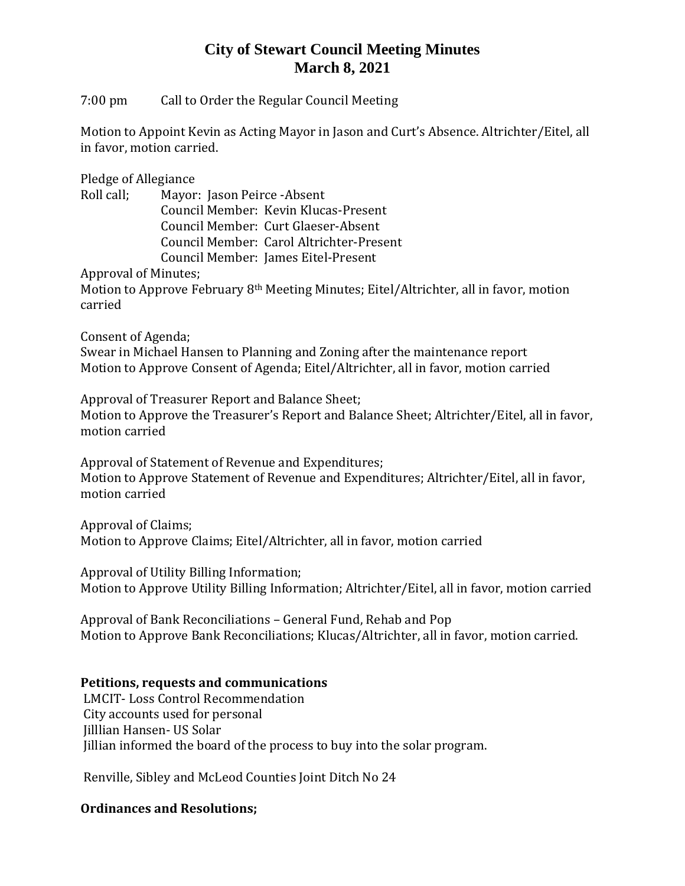# City of Stewart Council Meeting Minutes
## March 8, 2021

7:00 pm Call to Order the Regular Council Meeting

Motion to Appoint Kevin as Acting Mayor in Jason and Curt's Absence. Altrichter/Eitel, all in favor, motion carried.

Pledge of Allegiance

Roll call; Mayor: Jason Peirce -Absent
Council Member: Kevin Klucas-Present
Council Member: Curt Glaeser-Absent
Council Member: Carol Altrichter-Present
Council Member: James Eitel-Present

Approval of Minutes;
Motion to Approve February 8th Meeting Minutes; Eitel/Altrichter, all in favor, motion carried

Consent of Agenda;
Swear in Michael Hansen to Planning and Zoning after the maintenance report
Motion to Approve Consent of Agenda; Eitel/Altrichter, all in favor, motion carried

Approval of Treasurer Report and Balance Sheet;
Motion to Approve the Treasurer's Report and Balance Sheet; Altrichter/Eitel, all in favor, motion carried

Approval of Statement of Revenue and Expenditures;
Motion to Approve Statement of Revenue and Expenditures; Altrichter/Eitel, all in favor, motion carried

Approval of Claims;
Motion to Approve Claims; Eitel/Altrichter, all in favor, motion carried

Approval of Utility Billing Information;
Motion to Approve Utility Billing Information; Altrichter/Eitel, all in favor, motion carried

Approval of Bank Reconciliations – General Fund, Rehab and Pop
Motion to Approve Bank Reconciliations; Klucas/Altrichter, all in favor, motion carried.

**Petitions, requests and communications**

LMCIT- Loss Control Recommendation
City accounts used for personal
Jilllian Hansen- US Solar
Jillian informed the board of the process to buy into the solar program.

Renville, Sibley and McLeod Counties Joint Ditch No 24

**Ordinances and Resolutions;**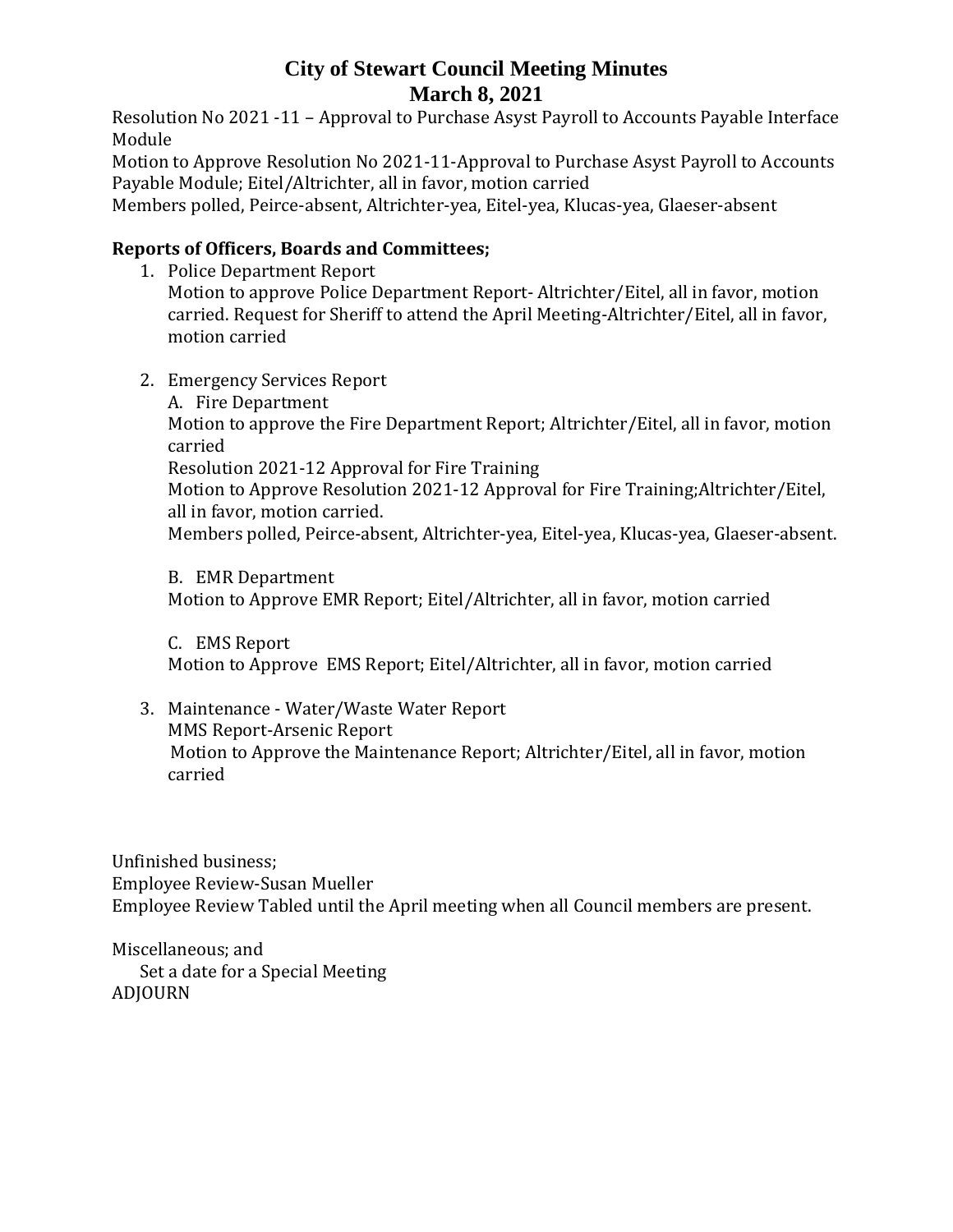# City of Stewart Council Meeting Minutes
# March 8, 2021

Resolution No 2021 -11 – Approval to Purchase Asyst Payroll to Accounts Payable Interface Module
Motion to Approve Resolution No 2021-11-Approval to Purchase Asyst Payroll to Accounts Payable Module; Eitel/Altrichter, all in favor, motion carried
Members polled, Peirce-absent, Altrichter-yea, Eitel-yea, Klucas-yea, Glaeser-absent

**Reports of Officers, Boards and Committees;**

1. Police Department Report
   Motion to approve Police Department Report- Altrichter/Eitel, all in favor, motion carried. Request for Sheriff to attend the April Meeting-Altrichter/Eitel, all in favor, motion carried

2. Emergency Services Report
   A. Fire Department
   Motion to approve the Fire Department Report; Altrichter/Eitel, all in favor, motion carried
   Resolution 2021-12 Approval for Fire Training
   Motion to Approve Resolution 2021-12 Approval for Fire Training;Altrichter/Eitel, all in favor, motion carried.
   Members polled, Peirce-absent, Altrichter-yea, Eitel-yea, Klucas-yea, Glaeser-absent.

   B. EMR Department
   Motion to Approve EMR Report; Eitel/Altrichter, all in favor, motion carried

   C. EMS Report
   Motion to Approve EMS Report; Eitel/Altrichter, all in favor, motion carried

3. Maintenance - Water/Waste Water Report
   MMS Report-Arsenic Report
   Motion to Approve the Maintenance Report; Altrichter/Eitel, all in favor, motion carried

Unfinished business;
Employee Review-Susan Mueller
Employee Review Tabled until the April meeting when all Council members are present.

Miscellaneous; and
Set a date for a Special Meeting
ADJOURN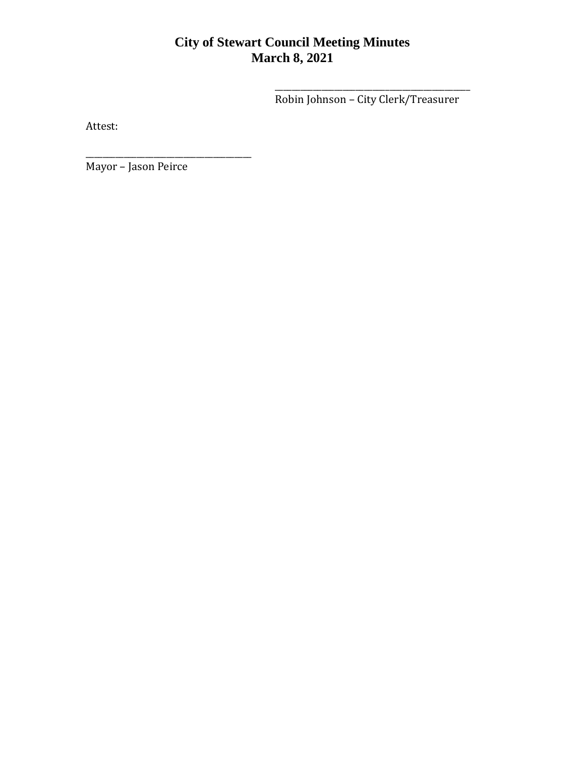**City of Stewart Council Meeting Minutes**
**March 8, 2021**

\_\_\_\_\_\_\_\_\_\_\_\_\_\_\_\_\_\_\_\_\_\_\_\_\_\_\_\_\_\_\_\_\_\_\_\_\_\_\_\_\_\_
Robin Johnson – City Clerk/Treasurer

Attest:

\_\_\_\_\_\_\_\_\_\_\_\_\_\_\_\_\_\_\_\_\_\_\_\_\_\_\_\_\_\_\_\_\_\_\_\_
Mayor – Jason Peirce